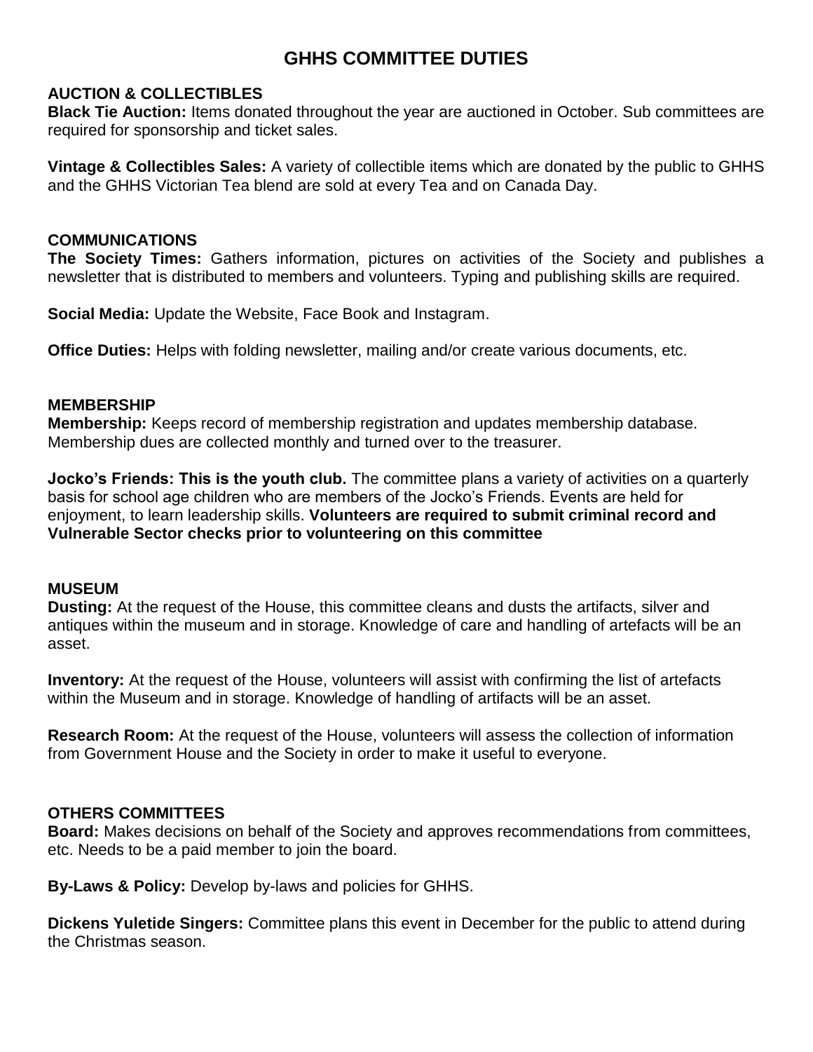# GHHS COMMITTEE DUTIES

## AUCTION & COLLECTIBLES

**Black Tie Auction:** Items donated throughout the year are auctioned in October. Sub committees are required for sponsorship and ticket sales.

**Vintage & Collectibles Sales:** A variety of collectible items which are donated by the public to GHHS and the GHHS Victorian Tea blend are sold at every Tea and on Canada Day.

## COMMUNICATIONS

**The Society Times:** Gathers information, pictures on activities of the Society and publishes a newsletter that is distributed to members and volunteers. Typing and publishing skills are required.

**Social Media:** Update the Website, Face Book and Instagram.

**Office Duties:** Helps with folding newsletter, mailing and/or create various documents, etc.

## MEMBERSHIP

**Membership:** Keeps record of membership registration and updates membership database. Membership dues are collected monthly and turned over to the treasurer.

**Jocko's Friends: This is the youth club.** The committee plans a variety of activities on a quarterly basis for school age children who are members of the Jocko's Friends. Events are held for enjoyment, to learn leadership skills. **Volunteers are required to submit criminal record and Vulnerable Sector checks prior to volunteering on this committee**

## MUSEUM

**Dusting:** At the request of the House, this committee cleans and dusts the artifacts, silver and antiques within the museum and in storage. Knowledge of care and handling of artefacts will be an asset.

**Inventory:** At the request of the House, volunteers will assist with confirming the list of artefacts within the Museum and in storage. Knowledge of handling of artifacts will be an asset.

**Research Room:** At the request of the House, volunteers will assess the collection of information from Government House and the Society in order to make it useful to everyone.

## OTHERS COMMITTEES

**Board:** Makes decisions on behalf of the Society and approves recommendations from committees, etc. Needs to be a paid member to join the board.

**By-Laws & Policy:** Develop by-laws and policies for GHHS.

**Dickens Yuletide Singers:** Committee plans this event in December for the public to attend during the Christmas season.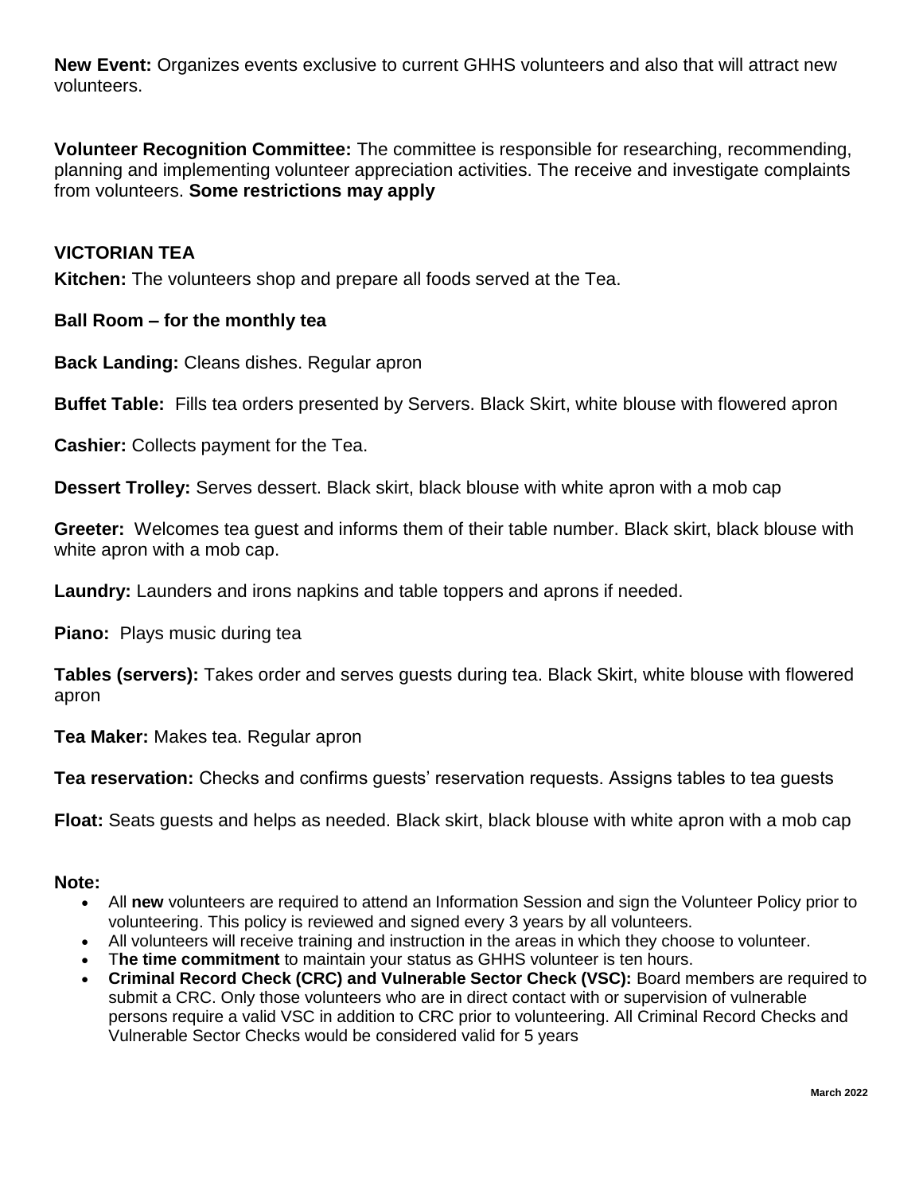**New Event:** Organizes events exclusive to current GHHS volunteers and also that will attract new volunteers.

**Volunteer Recognition Committee:** The committee is responsible for researching, recommending, planning and implementing volunteer appreciation activities. The receive and investigate complaints from volunteers. **Some restrictions may apply**

### VICTORIAN TEA

**Kitchen:** The volunteers shop and prepare all foods served at the Tea.

**Ball Room – for the monthly tea**

**Back Landing:** Cleans dishes. Regular apron

**Buffet Table:** Fills tea orders presented by Servers. Black Skirt, white blouse with flowered apron

**Cashier:** Collects payment for the Tea.

**Dessert Trolley:** Serves dessert. Black skirt, black blouse with white apron with a mob cap

**Greeter:** Welcomes tea guest and informs them of their table number. Black skirt, black blouse with white apron with a mob cap.

**Laundry:** Launders and irons napkins and table toppers and aprons if needed.

**Piano:** Plays music during tea

**Tables (servers):** Takes order and serves guests during tea. Black Skirt, white blouse with flowered apron

**Tea Maker:** Makes tea. Regular apron

**Tea reservation:** Checks and confirms guests' reservation requests. Assigns tables to tea guests

**Float:** Seats guests and helps as needed. Black skirt, black blouse with white apron with a mob cap

**Note:**

- All **new** volunteers are required to attend an Information Session and sign the Volunteer Policy prior to volunteering. This policy is reviewed and signed every 3 years by all volunteers.
- All volunteers will receive training and instruction in the areas in which they choose to volunteer.
- T**he time commitment** to maintain your status as GHHS volunteer is ten hours.
- **Criminal Record Check (CRC) and Vulnerable Sector Check (VSC):** Board members are required to submit a CRC. Only those volunteers who are in direct contact with or supervision of vulnerable persons require a valid VSC in addition to CRC prior to volunteering. All Criminal Record Checks and Vulnerable Sector Checks would be considered valid for 5 years

**March 2022**